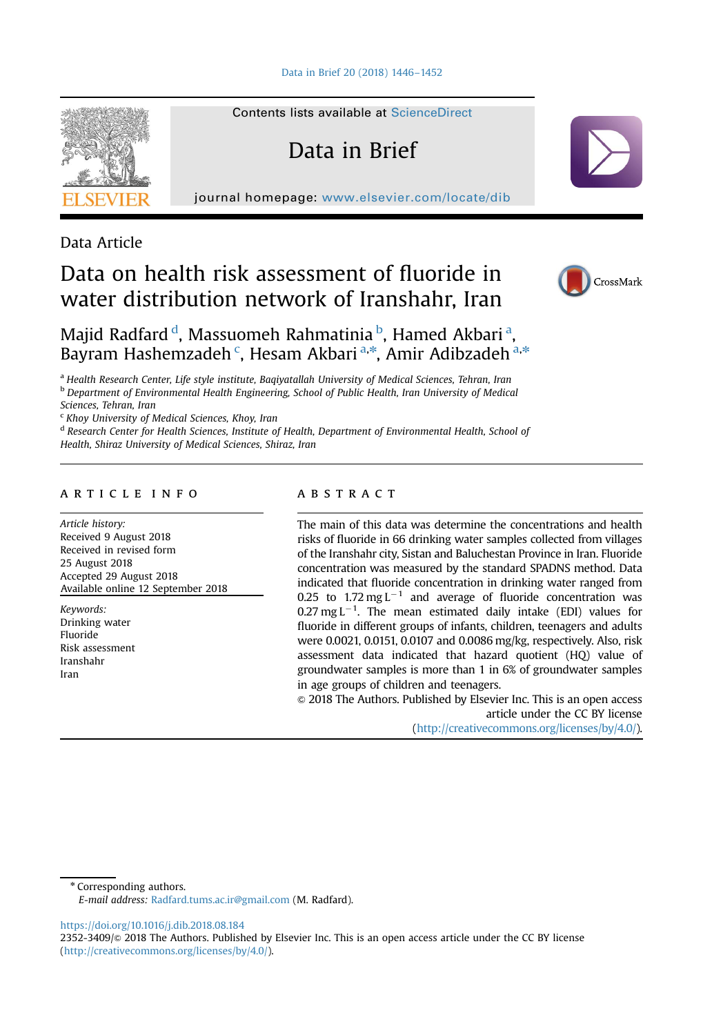Data Article

# Data on health risk assessment of fluoride in water distribution network of Iranshahr, Iran

Majid Radfard [d], Massuomeh Rahmatinia [b], Hamed Akbari [a], Bayram Hashemzadeh [c], Hesam Akbari [a,*], Amir Adibzadeh [a,*]

[a] Health Research Center, Life style institute, Baqiyatallah University of Medical Sciences, Tehran, Iran
[b] Department of Environmental Health Engineering, School of Public Health, Iran University of Medical Sciences, Tehran, Iran
[c] Khoy University of Medical Sciences, Khoy, Iran
[d] Research Center for Health Sciences, Institute of Health, Department of Environmental Health, School of Health, Shiraz University of Medical Sciences, Shiraz, Iran

## ARTICLE INFO

*Article history:*
Received 9 August 2018
Received in revised form
25 August 2018
Accepted 29 August 2018
Available online 12 September 2018

*Keywords:*
Drinking water
Fluoride
Risk assessment
Iranshahr
Iran

## ABSTRACT

The main of this data was determine the concentrations and health risks of fluoride in 66 drinking water samples collected from villages of the Iranshahr city, Sistan and Baluchestan Province in Iran. Fluoride concentration was measured by the standard SPADNS method. Data indicated that fluoride concentration in drinking water ranged from 0.25 to 1.72 mg $L^{-1}$ and average of fluoride concentration was 0.27 mg $L^{-1}$. The mean estimated daily intake (EDI) values for fluoride in different groups of infants, children, teenagers and adults were 0.0021, 0.0151, 0.0107 and 0.0086 mg/kg, respectively. Also, risk assessment data indicated that hazard quotient (HQ) value of groundwater samples is more than 1 in 6% of groundwater samples in age groups of children and teenagers.

© 2018 The Authors. Published by Elsevier Inc. This is an open access article under the CC BY license (http://creativecommons.org/licenses/by/4.0/).

---

\* Corresponding authors.
*E-mail address:* Radfard.tums.ac.ir@gmail.com (M. Radfard).

https://doi.org/10.1016/j.dib.2018.08.184
2352-3409/© 2018 The Authors. Published by Elsevier Inc. This is an open access article under the CC BY license (http://creativecommons.org/licenses/by/4.0/).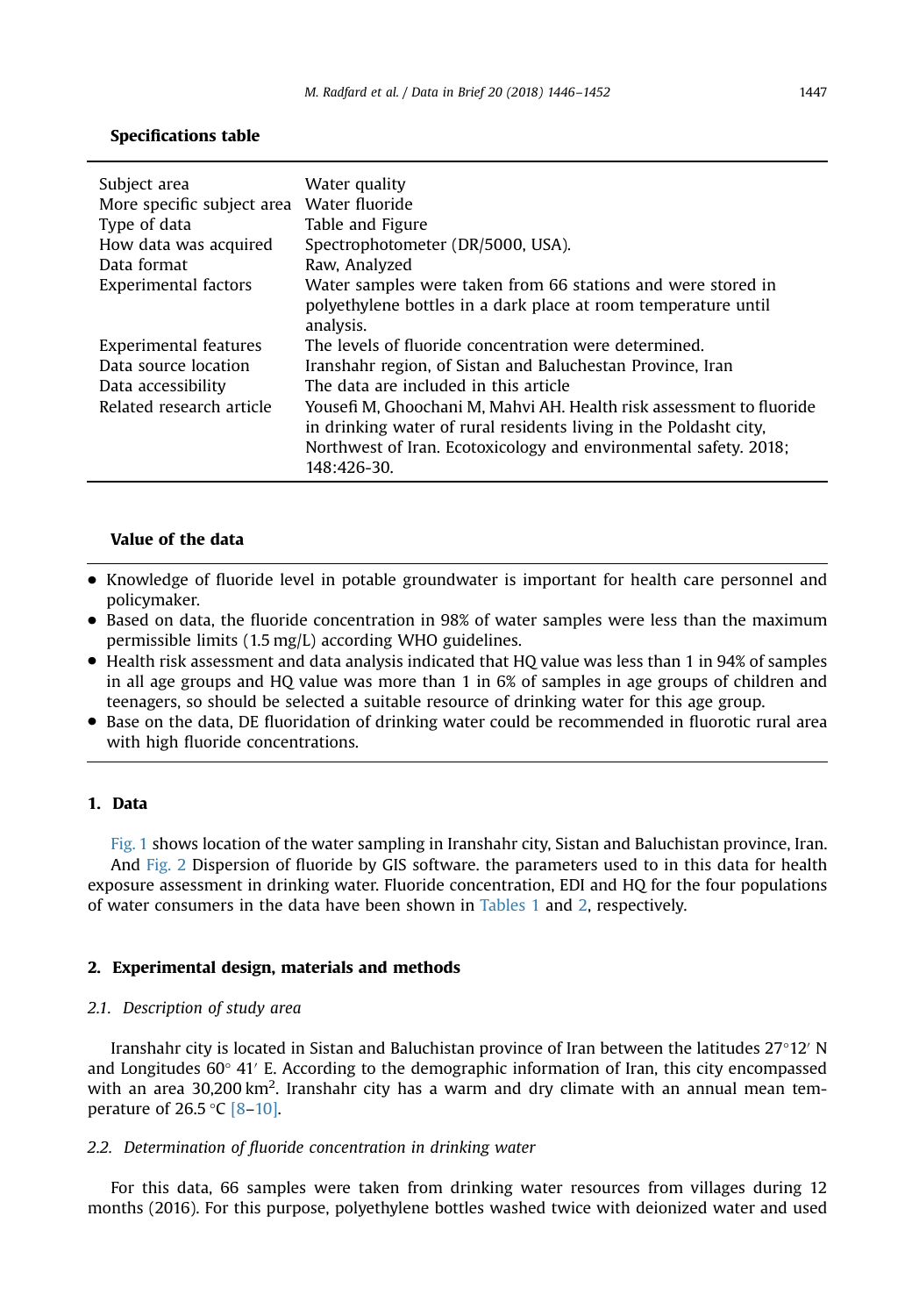**Specifications table**

| | |
|---|---|
| Subject area | Water quality |
| More specific subject area | Water fluoride |
| Type of data | Table and Figure |
| How data was acquired | Spectrophotometer (DR/5000, USA). |
| Data format | Raw, Analyzed |
| Experimental factors | Water samples were taken from 66 stations and were stored in polyethylene bottles in a dark place at room temperature until analysis. |
| Experimental features | The levels of fluoride concentration were determined. |
| Data source location | Iranshahr region, of Sistan and Baluchestan Province, Iran |
| Data accessibility | The data are included in this article |
| Related research article | Yousefi M, Ghoochani M, Mahvi AH. Health risk assessment to fluoride in drinking water of rural residents living in the Poldasht city, Northwest of Iran. Ecotoxicology and environmental safety. 2018; 148:426-30. |

**Value of the data**

- Knowledge of fluoride level in potable groundwater is important for health care personnel and policymaker.
- Based on data, the fluoride concentration in 98% of water samples were less than the maximum permissible limits (1.5 mg/L) according WHO guidelines.
- Health risk assessment and data analysis indicated that HQ value was less than 1 in 94% of samples in all age groups and HQ value was more than 1 in 6% of samples in age groups of children and teenagers, so should be selected a suitable resource of drinking water for this age group.
- Base on the data, DE fluoridation of drinking water could be recommended in fluorotic rural area with high fluoride concentrations.

## 1. Data

Fig. 1 shows location of the water sampling in Iranshahr city, Sistan and Baluchistan province, Iran. And Fig. 2 Dispersion of fluoride by GIS software. the parameters used to in this data for health exposure assessment in drinking water. Fluoride concentration, EDI and HQ for the four populations of water consumers in the data have been shown in Tables 1 and 2, respectively.

## 2. Experimental design, materials and methods

### *2.1. Description of study area*

Iranshahr city is located in Sistan and Baluchistan province of Iran between the latitudes 27°12′ N and Longitudes 60° 41′ E. According to the demographic information of Iran, this city encompassed with an area 30,200 km$^2$. Iranshahr city has a warm and dry climate with an annual mean temperature of 26.5 °C [8–10].

### *2.2. Determination of fluoride concentration in drinking water*

For this data, 66 samples were taken from drinking water resources from villages during 12 months (2016). For this purpose, polyethylene bottles washed twice with deionized water and used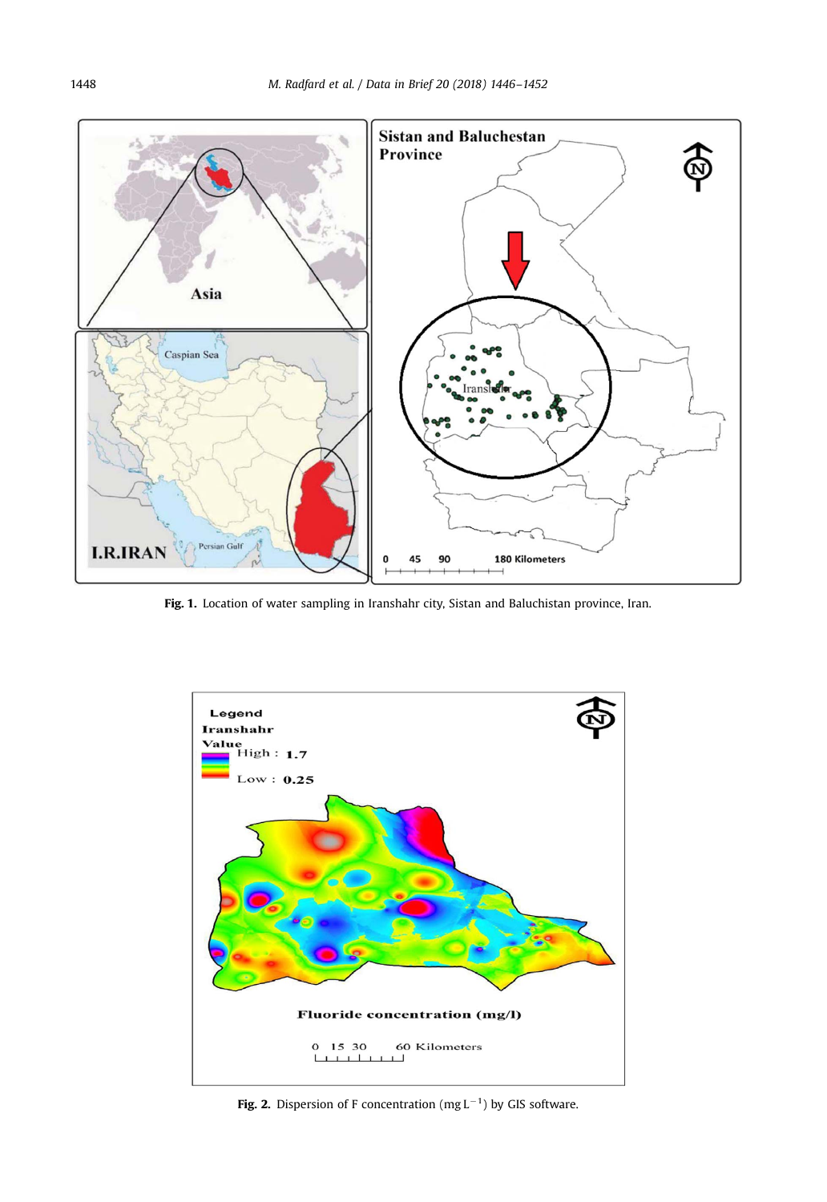Fig. 1. Location of water sampling in Iranshahr city, Sistan and Baluchistan province, Iran.

Fig. 2. Dispersion of F concentration (mg $L^{-1}$) by GIS software.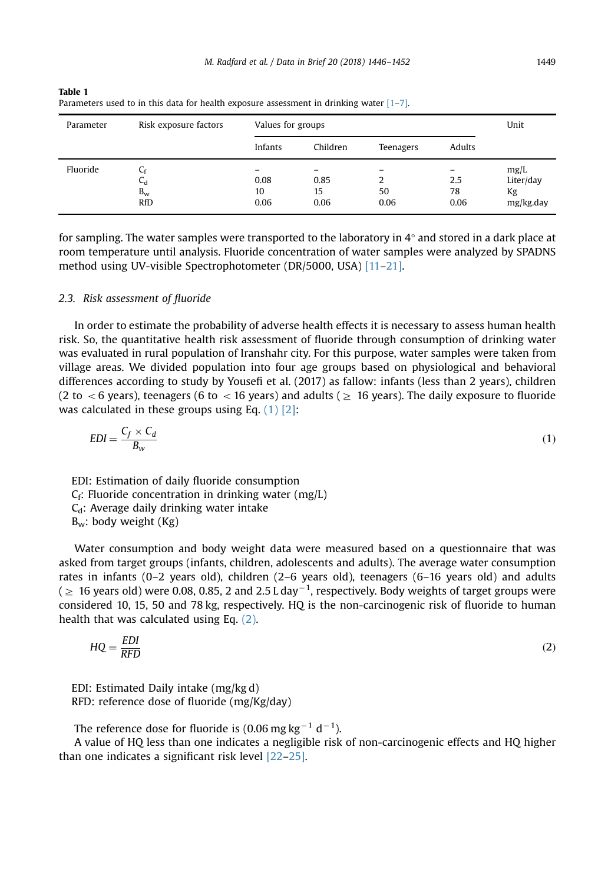**Table 1**
Parameters used to in this data for health exposure assessment in drinking water [1–7].

| Parameter | Risk exposure factors | Values for groups | | | | Unit |
|---|---|---|---|---|---|---|
| | | Infants | Children | Teenagers | Adults | |
| Fluoride | $C_f$ | – | – | – | – | mg/L |
| | $C_d$ | 0.08 | 0.85 | 2 | 2.5 | Liter/day |
| | $B_w$ | 10 | 15 | 50 | 78 | Kg |
| | RfD | 0.06 | 0.06 | 0.06 | 0.06 | mg/kg.day |

for sampling. The water samples were transported to the laboratory in 4° and stored in a dark place at room temperature until analysis. Fluoride concentration of water samples were analyzed by SPADNS method using UV-visible Spectrophotometer (DR/5000, USA) [11–21].

### 2.3. Risk assessment of fluoride

In order to estimate the probability of adverse health effects it is necessary to assess human health risk. So, the quantitative health risk assessment of fluoride through consumption of drinking water was evaluated in rural population of Iranshahr city. For this purpose, water samples were taken from village areas. We divided population into four age groups based on physiological and behavioral differences according to study by Yousefi et al. (2017) as fallow: infants (less than 2 years), children (2 to < 6 years), teenagers (6 to < 16 years) and adults (≥ 16 years). The daily exposure to fluoride was calculated in these groups using Eq. (1) [2]:

$$EDI = \frac{C_f \times C_d}{B_w} \tag{1}$$

EDI: Estimation of daily fluoride consumption
$C_f$: Fluoride concentration in drinking water (mg/L)
$C_d$: Average daily drinking water intake
$B_w$: body weight (Kg)

Water consumption and body weight data were measured based on a questionnaire that was asked from target groups (infants, children, adolescents and adults). The average water consumption rates in infants (0–2 years old), children (2–6 years old), teenagers (6–16 years old) and adults (≥ 16 years old) were 0.08, 0.85, 2 and 2.5 L $day^{-1}$, respectively. Body weights of target groups were considered 10, 15, 50 and 78 kg, respectively. HQ is the non-carcinogenic risk of fluoride to human health that was calculated using Eq. (2).

$$HQ = \frac{EDI}{RFD} \tag{2}$$

EDI: Estimated Daily intake (mg/kg d)
RFD: reference dose of fluoride (mg/Kg/day)

The reference dose for fluoride is (0.06 mg $kg^{-1}$ $d^{-1}$).

A value of HQ less than one indicates a negligible risk of non-carcinogenic effects and HQ higher than one indicates a significant risk level [22–25].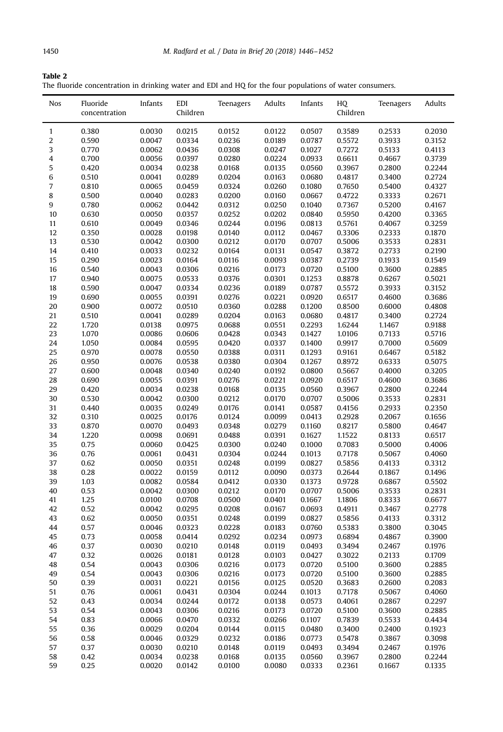**Table 2**
The fluoride concentration in drinking water and EDI and HQ for the four populations of water consumers.

| Nos | Fluoride concentration | EDI | | | | HQ | | | |
|---|---|---|---|---|---|---|---|---|---|
| | | Infants | Children | Teenagers | Adults | Infants | Children | Teenagers | Adults |
| 1 | 0.380 | 0.0030 | 0.0215 | 0.0152 | 0.0122 | 0.0507 | 0.3589 | 0.2533 | 0.2030 |
| 2 | 0.590 | 0.0047 | 0.0334 | 0.0236 | 0.0189 | 0.0787 | 0.5572 | 0.3933 | 0.3152 |
| 3 | 0.770 | 0.0062 | 0.0436 | 0.0308 | 0.0247 | 0.1027 | 0.7272 | 0.5133 | 0.4113 |
| 4 | 0.700 | 0.0056 | 0.0397 | 0.0280 | 0.0224 | 0.0933 | 0.6611 | 0.4667 | 0.3739 |
| 5 | 0.420 | 0.0034 | 0.0238 | 0.0168 | 0.0135 | 0.0560 | 0.3967 | 0.2800 | 0.2244 |
| 6 | 0.510 | 0.0041 | 0.0289 | 0.0204 | 0.0163 | 0.0680 | 0.4817 | 0.3400 | 0.2724 |
| 7 | 0.810 | 0.0065 | 0.0459 | 0.0324 | 0.0260 | 0.1080 | 0.7650 | 0.5400 | 0.4327 |
| 8 | 0.500 | 0.0040 | 0.0283 | 0.0200 | 0.0160 | 0.0667 | 0.4722 | 0.3333 | 0.2671 |
| 9 | 0.780 | 0.0062 | 0.0442 | 0.0312 | 0.0250 | 0.1040 | 0.7367 | 0.5200 | 0.4167 |
| 10 | 0.630 | 0.0050 | 0.0357 | 0.0252 | 0.0202 | 0.0840 | 0.5950 | 0.4200 | 0.3365 |
| 11 | 0.610 | 0.0049 | 0.0346 | 0.0244 | 0.0196 | 0.0813 | 0.5761 | 0.4067 | 0.3259 |
| 12 | 0.350 | 0.0028 | 0.0198 | 0.0140 | 0.0112 | 0.0467 | 0.3306 | 0.2333 | 0.1870 |
| 13 | 0.530 | 0.0042 | 0.0300 | 0.0212 | 0.0170 | 0.0707 | 0.5006 | 0.3533 | 0.2831 |
| 14 | 0.410 | 0.0033 | 0.0232 | 0.0164 | 0.0131 | 0.0547 | 0.3872 | 0.2733 | 0.2190 |
| 15 | 0.290 | 0.0023 | 0.0164 | 0.0116 | 0.0093 | 0.0387 | 0.2739 | 0.1933 | 0.1549 |
| 16 | 0.540 | 0.0043 | 0.0306 | 0.0216 | 0.0173 | 0.0720 | 0.5100 | 0.3600 | 0.2885 |
| 17 | 0.940 | 0.0075 | 0.0533 | 0.0376 | 0.0301 | 0.1253 | 0.8878 | 0.6267 | 0.5021 |
| 18 | 0.590 | 0.0047 | 0.0334 | 0.0236 | 0.0189 | 0.0787 | 0.5572 | 0.3933 | 0.3152 |
| 19 | 0.690 | 0.0055 | 0.0391 | 0.0276 | 0.0221 | 0.0920 | 0.6517 | 0.4600 | 0.3686 |
| 20 | 0.900 | 0.0072 | 0.0510 | 0.0360 | 0.0288 | 0.1200 | 0.8500 | 0.6000 | 0.4808 |
| 21 | 0.510 | 0.0041 | 0.0289 | 0.0204 | 0.0163 | 0.0680 | 0.4817 | 0.3400 | 0.2724 |
| 22 | 1.720 | 0.0138 | 0.0975 | 0.0688 | 0.0551 | 0.2293 | 1.6244 | 1.1467 | 0.9188 |
| 23 | 1.070 | 0.0086 | 0.0606 | 0.0428 | 0.0343 | 0.1427 | 1.0106 | 0.7133 | 0.5716 |
| 24 | 1.050 | 0.0084 | 0.0595 | 0.0420 | 0.0337 | 0.1400 | 0.9917 | 0.7000 | 0.5609 |
| 25 | 0.970 | 0.0078 | 0.0550 | 0.0388 | 0.0311 | 0.1293 | 0.9161 | 0.6467 | 0.5182 |
| 26 | 0.950 | 0.0076 | 0.0538 | 0.0380 | 0.0304 | 0.1267 | 0.8972 | 0.6333 | 0.5075 |
| 27 | 0.600 | 0.0048 | 0.0340 | 0.0240 | 0.0192 | 0.0800 | 0.5667 | 0.4000 | 0.3205 |
| 28 | 0.690 | 0.0055 | 0.0391 | 0.0276 | 0.0221 | 0.0920 | 0.6517 | 0.4600 | 0.3686 |
| 29 | 0.420 | 0.0034 | 0.0238 | 0.0168 | 0.0135 | 0.0560 | 0.3967 | 0.2800 | 0.2244 |
| 30 | 0.530 | 0.0042 | 0.0300 | 0.0212 | 0.0170 | 0.0707 | 0.5006 | 0.3533 | 0.2831 |
| 31 | 0.440 | 0.0035 | 0.0249 | 0.0176 | 0.0141 | 0.0587 | 0.4156 | 0.2933 | 0.2350 |
| 32 | 0.310 | 0.0025 | 0.0176 | 0.0124 | 0.0099 | 0.0413 | 0.2928 | 0.2067 | 0.1656 |
| 33 | 0.870 | 0.0070 | 0.0493 | 0.0348 | 0.0279 | 0.1160 | 0.8217 | 0.5800 | 0.4647 |
| 34 | 1.220 | 0.0098 | 0.0691 | 0.0488 | 0.0391 | 0.1627 | 1.1522 | 0.8133 | 0.6517 |
| 35 | 0.75 | 0.0060 | 0.0425 | 0.0300 | 0.0240 | 0.1000 | 0.7083 | 0.5000 | 0.4006 |
| 36 | 0.76 | 0.0061 | 0.0431 | 0.0304 | 0.0244 | 0.1013 | 0.7178 | 0.5067 | 0.4060 |
| 37 | 0.62 | 0.0050 | 0.0351 | 0.0248 | 0.0199 | 0.0827 | 0.5856 | 0.4133 | 0.3312 |
| 38 | 0.28 | 0.0022 | 0.0159 | 0.0112 | 0.0090 | 0.0373 | 0.2644 | 0.1867 | 0.1496 |
| 39 | 1.03 | 0.0082 | 0.0584 | 0.0412 | 0.0330 | 0.1373 | 0.9728 | 0.6867 | 0.5502 |
| 40 | 0.53 | 0.0042 | 0.0300 | 0.0212 | 0.0170 | 0.0707 | 0.5006 | 0.3533 | 0.2831 |
| 41 | 1.25 | 0.0100 | 0.0708 | 0.0500 | 0.0401 | 0.1667 | 1.1806 | 0.8333 | 0.6677 |
| 42 | 0.52 | 0.0042 | 0.0295 | 0.0208 | 0.0167 | 0.0693 | 0.4911 | 0.3467 | 0.2778 |
| 43 | 0.62 | 0.0050 | 0.0351 | 0.0248 | 0.0199 | 0.0827 | 0.5856 | 0.4133 | 0.3312 |
| 44 | 0.57 | 0.0046 | 0.0323 | 0.0228 | 0.0183 | 0.0760 | 0.5383 | 0.3800 | 0.3045 |
| 45 | 0.73 | 0.0058 | 0.0414 | 0.0292 | 0.0234 | 0.0973 | 0.6894 | 0.4867 | 0.3900 |
| 46 | 0.37 | 0.0030 | 0.0210 | 0.0148 | 0.0119 | 0.0493 | 0.3494 | 0.2467 | 0.1976 |
| 47 | 0.32 | 0.0026 | 0.0181 | 0.0128 | 0.0103 | 0.0427 | 0.3022 | 0.2133 | 0.1709 |
| 48 | 0.54 | 0.0043 | 0.0306 | 0.0216 | 0.0173 | 0.0720 | 0.5100 | 0.3600 | 0.2885 |
| 49 | 0.54 | 0.0043 | 0.0306 | 0.0216 | 0.0173 | 0.0720 | 0.5100 | 0.3600 | 0.2885 |
| 50 | 0.39 | 0.0031 | 0.0221 | 0.0156 | 0.0125 | 0.0520 | 0.3683 | 0.2600 | 0.2083 |
| 51 | 0.76 | 0.0061 | 0.0431 | 0.0304 | 0.0244 | 0.1013 | 0.7178 | 0.5067 | 0.4060 |
| 52 | 0.43 | 0.0034 | 0.0244 | 0.0172 | 0.0138 | 0.0573 | 0.4061 | 0.2867 | 0.2297 |
| 53 | 0.54 | 0.0043 | 0.0306 | 0.0216 | 0.0173 | 0.0720 | 0.5100 | 0.3600 | 0.2885 |
| 54 | 0.83 | 0.0066 | 0.0470 | 0.0332 | 0.0266 | 0.1107 | 0.7839 | 0.5533 | 0.4434 |
| 55 | 0.36 | 0.0029 | 0.0204 | 0.0144 | 0.0115 | 0.0480 | 0.3400 | 0.2400 | 0.1923 |
| 56 | 0.58 | 0.0046 | 0.0329 | 0.0232 | 0.0186 | 0.0773 | 0.5478 | 0.3867 | 0.3098 |
| 57 | 0.37 | 0.0030 | 0.0210 | 0.0148 | 0.0119 | 0.0493 | 0.3494 | 0.2467 | 0.1976 |
| 58 | 0.42 | 0.0034 | 0.0238 | 0.0168 | 0.0135 | 0.0560 | 0.3967 | 0.2800 | 0.2244 |
| 59 | 0.25 | 0.0020 | 0.0142 | 0.0100 | 0.0080 | 0.0333 | 0.2361 | 0.1667 | 0.1335 |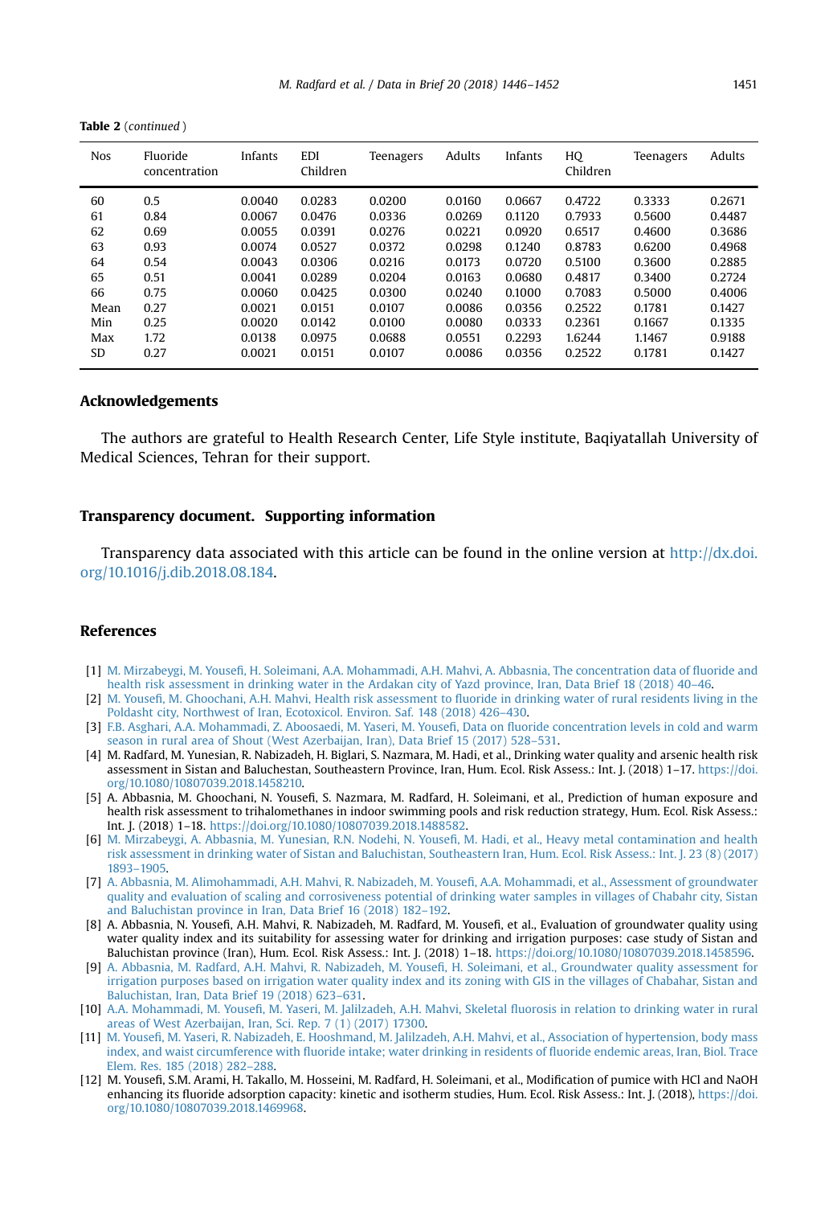**Table 2** (*continued*)

| Nos | Fluoride concentration | Infants | EDI Children | Teenagers | Adults | Infants | HQ Children | Teenagers | Adults |
|---|---|---|---|---|---|---|---|---|---|
| 60 | 0.5 | 0.0040 | 0.0283 | 0.0200 | 0.0160 | 0.0667 | 0.4722 | 0.3333 | 0.2671 |
| 61 | 0.84 | 0.0067 | 0.0476 | 0.0336 | 0.0269 | 0.1120 | 0.7933 | 0.5600 | 0.4487 |
| 62 | 0.69 | 0.0055 | 0.0391 | 0.0276 | 0.0221 | 0.0920 | 0.6517 | 0.4600 | 0.3686 |
| 63 | 0.93 | 0.0074 | 0.0527 | 0.0372 | 0.0298 | 0.1240 | 0.8783 | 0.6200 | 0.4968 |
| 64 | 0.54 | 0.0043 | 0.0306 | 0.0216 | 0.0173 | 0.0720 | 0.5100 | 0.3600 | 0.2885 |
| 65 | 0.51 | 0.0041 | 0.0289 | 0.0204 | 0.0163 | 0.0680 | 0.4817 | 0.3400 | 0.2724 |
| 66 | 0.75 | 0.0060 | 0.0425 | 0.0300 | 0.0240 | 0.1000 | 0.7083 | 0.5000 | 0.4006 |
| Mean | 0.27 | 0.0021 | 0.0151 | 0.0107 | 0.0086 | 0.0356 | 0.2522 | 0.1781 | 0.1427 |
| Min | 0.25 | 0.0020 | 0.0142 | 0.0100 | 0.0080 | 0.0333 | 0.2361 | 0.1667 | 0.1335 |
| Max | 1.72 | 0.0138 | 0.0975 | 0.0688 | 0.0551 | 0.2293 | 1.6244 | 1.1467 | 0.9188 |
| SD | 0.27 | 0.0021 | 0.0151 | 0.0107 | 0.0086 | 0.0356 | 0.2522 | 0.1781 | 0.1427 |

## Acknowledgements

The authors are grateful to Health Research Center, Life Style institute, Baqiyatallah University of Medical Sciences, Tehran for their support.

## Transparency document. Supporting information

Transparency data associated with this article can be found in the online version at http://dx.doi.org/10.1016/j.dib.2018.08.184.

## References

[1] M. Mirzabeygi, M. Yousefi, H. Soleimani, A.A. Mohammadi, A.H. Mahvi, A. Abbasnia, The concentration data of fluoride and health risk assessment in drinking water in the Ardakan city of Yazd province, Iran, Data Brief 18 (2018) 40–46.

[2] M. Yousefi, M. Ghoochani, A.H. Mahvi, Health risk assessment to fluoride in drinking water of rural residents living in the Poldasht city, Northwest of Iran, Ecotoxicol. Environ. Saf. 148 (2018) 426–430.

[3] F.B. Asghari, A.A. Mohammadi, Z. Aboosaedi, M. Yaseri, M. Yousefi, Data on fluoride concentration levels in cold and warm season in rural area of Shout (West Azerbaijan, Iran), Data Brief 15 (2017) 528–531.

[4] M. Radfard, M. Yunesian, R. Nabizadeh, H. Biglari, S. Nazmara, M. Hadi, et al., Drinking water quality and arsenic health risk assessment in Sistan and Baluchestan, Southeastern Province, Iran, Hum. Ecol. Risk Assess.: Int. J. (2018) 1–17. https://doi.org/10.1080/10807039.2018.1458210.

[5] A. Abbasnia, M. Ghoochani, N. Yousefi, S. Nazmara, M. Radfard, H. Soleimani, et al., Prediction of human exposure and health risk assessment to trihalomethanes in indoor swimming pools and risk reduction strategy, Hum. Ecol. Risk Assess.: Int. J. (2018) 1–18. https://doi.org/10.1080/10807039.2018.1488582.

[6] M. Mirzabeygi, A. Abbasnia, M. Yunesian, R.N. Nodehi, N. Yousefi, M. Hadi, et al., Heavy metal contamination and health risk assessment in drinking water of Sistan and Baluchistan, Southeastern Iran, Hum. Ecol. Risk Assess.: Int. J. 23 (8) (2017) 1893–1905.

[7] A. Abbasnia, M. Alimohammadi, A.H. Mahvi, R. Nabizadeh, M. Yousefi, A.A. Mohammadi, et al., Assessment of groundwater quality and evaluation of scaling and corrosiveness potential of drinking water samples in villages of Chabahr city, Sistan and Baluchistan province in Iran, Data Brief 16 (2018) 182–192.

[8] A. Abbasnia, N. Yousefi, A.H. Mahvi, R. Nabizadeh, M. Radfard, M. Yousefi, et al., Evaluation of groundwater quality using water quality index and its suitability for assessing water for drinking and irrigation purposes: case study of Sistan and Baluchistan province (Iran), Hum. Ecol. Risk Assess.: Int. J. (2018) 1–18. https://doi.org/10.1080/10807039.2018.1458596.

[9] A. Abbasnia, M. Radfard, A.H. Mahvi, R. Nabizadeh, M. Yousefi, H. Soleimani, et al., Groundwater quality assessment for irrigation purposes based on irrigation water quality index and its zoning with GIS in the villages of Chabahar, Sistan and Baluchistan, Iran, Data Brief 19 (2018) 623–631.

[10] A.A. Mohammadi, M. Yousefi, M. Yaseri, M. Jalilzadeh, A.H. Mahvi, Skeletal fluorosis in relation to drinking water in rural areas of West Azerbaijan, Iran, Sci. Rep. 7 (1) (2017) 17300.

[11] M. Yousefi, M. Yaseri, R. Nabizadeh, E. Hooshmand, M. Jalilzadeh, A.H. Mahvi, et al., Association of hypertension, body mass index, and waist circumference with fluoride intake; water drinking in residents of fluoride endemic areas, Iran, Biol. Trace Elem. Res. 185 (2018) 282–288.

[12] M. Yousefi, S.M. Arami, H. Takallo, M. Hosseini, M. Radfard, H. Soleimani, et al., Modification of pumice with HCl and NaOH enhancing its fluoride adsorption capacity: kinetic and isotherm studies, Hum. Ecol. Risk Assess.: Int. J. (2018), https://doi.org/10.1080/10807039.2018.1469968.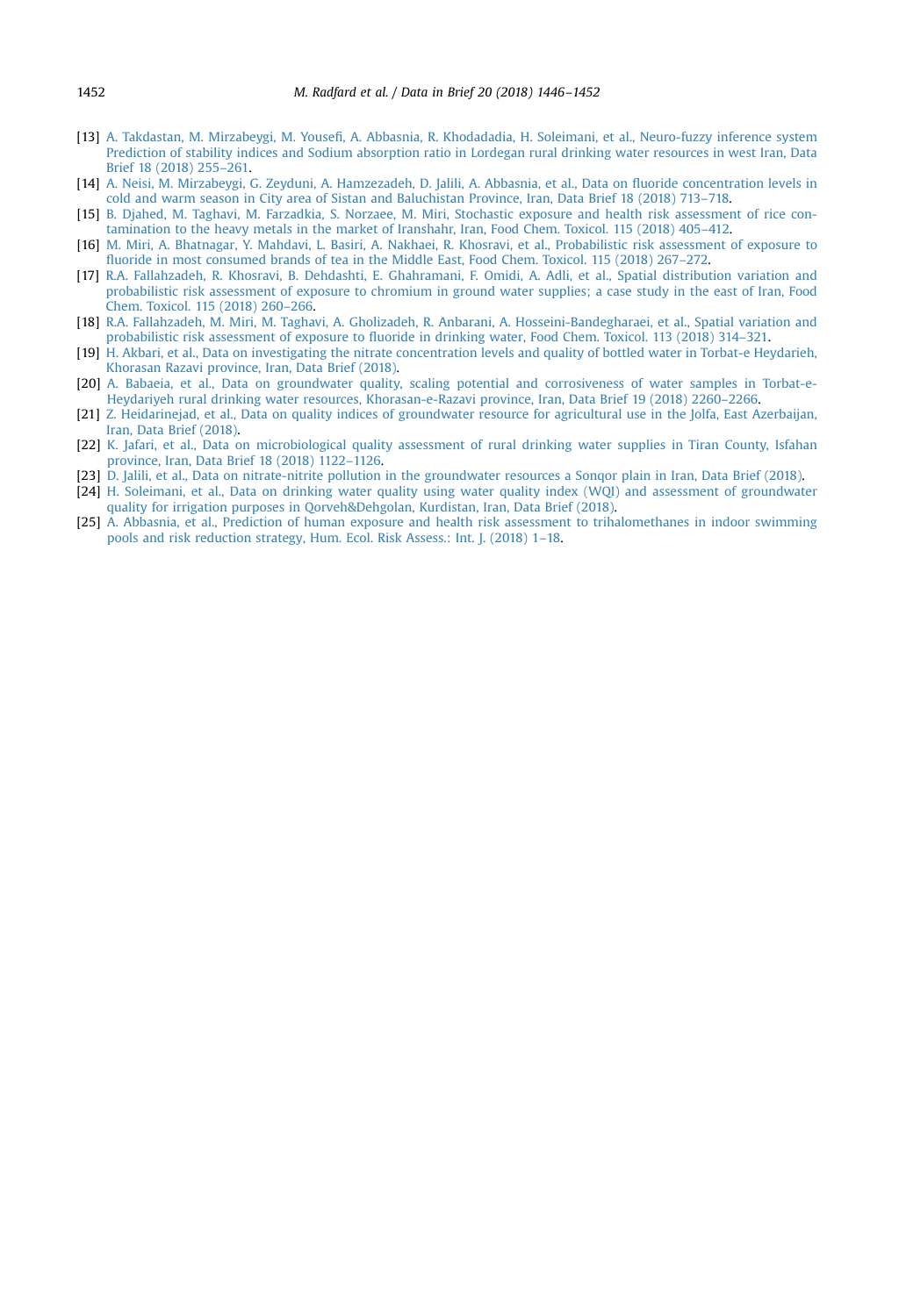[13] A. Takdastan, M. Mirzabeygi, M. Yousefi, A. Abbasnia, R. Khodadadia, H. Soleimani, et al., Neuro-fuzzy inference system Prediction of stability indices and Sodium absorption ratio in Lordegan rural drinking water resources in west Iran, Data Brief 18 (2018) 255–261.

[14] A. Neisi, M. Mirzabeygi, G. Zeyduni, A. Hamzezadeh, D. Jalili, A. Abbasnia, et al., Data on fluoride concentration levels in cold and warm season in City area of Sistan and Baluchistan Province, Iran, Data Brief 18 (2018) 713–718.

[15] B. Djahed, M. Taghavi, M. Farzadkia, S. Norzaee, M. Miri, Stochastic exposure and health risk assessment of rice contamination to the heavy metals in the market of Iranshahr, Iran, Food Chem. Toxicol. 115 (2018) 405–412.

[16] M. Miri, A. Bhatnagar, Y. Mahdavi, L. Basiri, A. Nakhaei, R. Khosravi, et al., Probabilistic risk assessment of exposure to fluoride in most consumed brands of tea in the Middle East, Food Chem. Toxicol. 115 (2018) 267–272.

[17] R.A. Fallahzadeh, R. Khosravi, B. Dehdashti, E. Ghahramani, F. Omidi, A. Adli, et al., Spatial distribution variation and probabilistic risk assessment of exposure to chromium in ground water supplies; a case study in the east of Iran, Food Chem. Toxicol. 115 (2018) 260–266.

[18] R.A. Fallahzadeh, M. Miri, M. Taghavi, A. Gholizadeh, R. Anbarani, A. Hosseini-Bandegharaei, et al., Spatial variation and probabilistic risk assessment of exposure to fluoride in drinking water, Food Chem. Toxicol. 113 (2018) 314–321.

[19] H. Akbari, et al., Data on investigating the nitrate concentration levels and quality of bottled water in Torbat-e Heydarieh, Khorasan Razavi province, Iran, Data Brief (2018).

[20] A. Babaeia, et al., Data on groundwater quality, scaling potential and corrosiveness of water samples in Torbat-e-Heydariyeh rural drinking water resources, Khorasan-e-Razavi province, Iran, Data Brief 19 (2018) 2260–2266.

[21] Z. Heidarinejad, et al., Data on quality indices of groundwater resource for agricultural use in the Jolfa, East Azerbaijan, Iran, Data Brief (2018).

[22] K. Jafari, et al., Data on microbiological quality assessment of rural drinking water supplies in Tiran County, Isfahan province, Iran, Data Brief 18 (2018) 1122–1126.

[23] D. Jalili, et al., Data on nitrate-nitrite pollution in the groundwater resources a Sonqor plain in Iran, Data Brief (2018).

[24] H. Soleimani, et al., Data on drinking water quality using water quality index (WQI) and assessment of groundwater quality for irrigation purposes in Qorveh&Dehgolan, Kurdistan, Iran, Data Brief (2018).

[25] A. Abbasnia, et al., Prediction of human exposure and health risk assessment to trihalomethanes in indoor swimming pools and risk reduction strategy, Hum. Ecol. Risk Assess.: Int. J. (2018) 1–18.